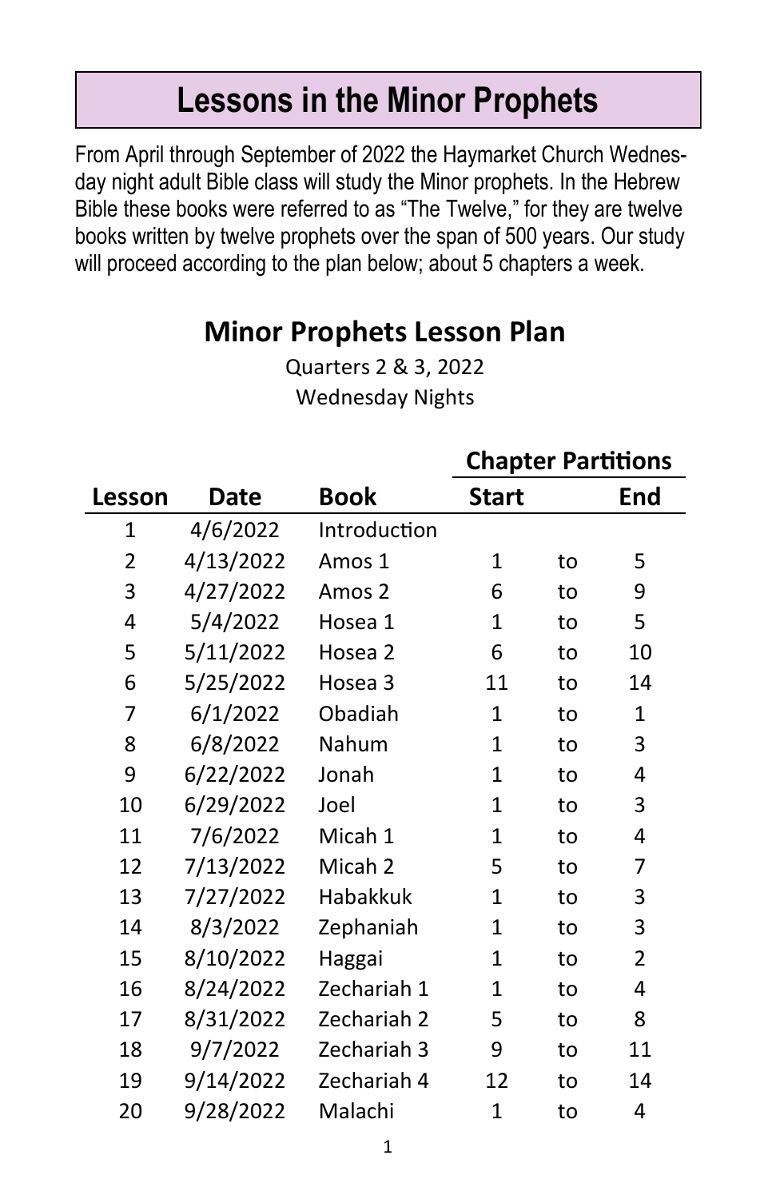# Lessons in the Minor Prophets

From April through September of 2022 the Haymarket Church Wednesday night adult Bible class will study the Minor prophets. In the Hebrew Bible these books were referred to as "The Twelve," for they are twelve books written by twelve prophets over the span of 500 years. Our study will proceed according to the plan below; about 5 chapters a week.

## Minor Prophets Lesson Plan

Quarters 2 & 3, 2022

Wednesday Nights

| | | | Chapter Partitions | | |
|---|---|---|---|---|---|
| **Lesson** | **Date** | **Book** | **Start** | | **End** |
| 1 | 4/6/2022 | Introduction | | | |
| 2 | 4/13/2022 | Amos 1 | 1 | to | 5 |
| 3 | 4/27/2022 | Amos 2 | 6 | to | 9 |
| 4 | 5/4/2022 | Hosea 1 | 1 | to | 5 |
| 5 | 5/11/2022 | Hosea 2 | 6 | to | 10 |
| 6 | 5/25/2022 | Hosea 3 | 11 | to | 14 |
| 7 | 6/1/2022 | Obadiah | 1 | to | 1 |
| 8 | 6/8/2022 | Nahum | 1 | to | 3 |
| 9 | 6/22/2022 | Jonah | 1 | to | 4 |
| 10 | 6/29/2022 | Joel | 1 | to | 3 |
| 11 | 7/6/2022 | Micah 1 | 1 | to | 4 |
| 12 | 7/13/2022 | Micah 2 | 5 | to | 7 |
| 13 | 7/27/2022 | Habakkuk | 1 | to | 3 |
| 14 | 8/3/2022 | Zephaniah | 1 | to | 3 |
| 15 | 8/10/2022 | Haggai | 1 | to | 2 |
| 16 | 8/24/2022 | Zechariah 1 | 1 | to | 4 |
| 17 | 8/31/2022 | Zechariah 2 | 5 | to | 8 |
| 18 | 9/7/2022 | Zechariah 3 | 9 | to | 11 |
| 19 | 9/14/2022 | Zechariah 4 | 12 | to | 14 |
| 20 | 9/28/2022 | Malachi | 1 | to | 4 |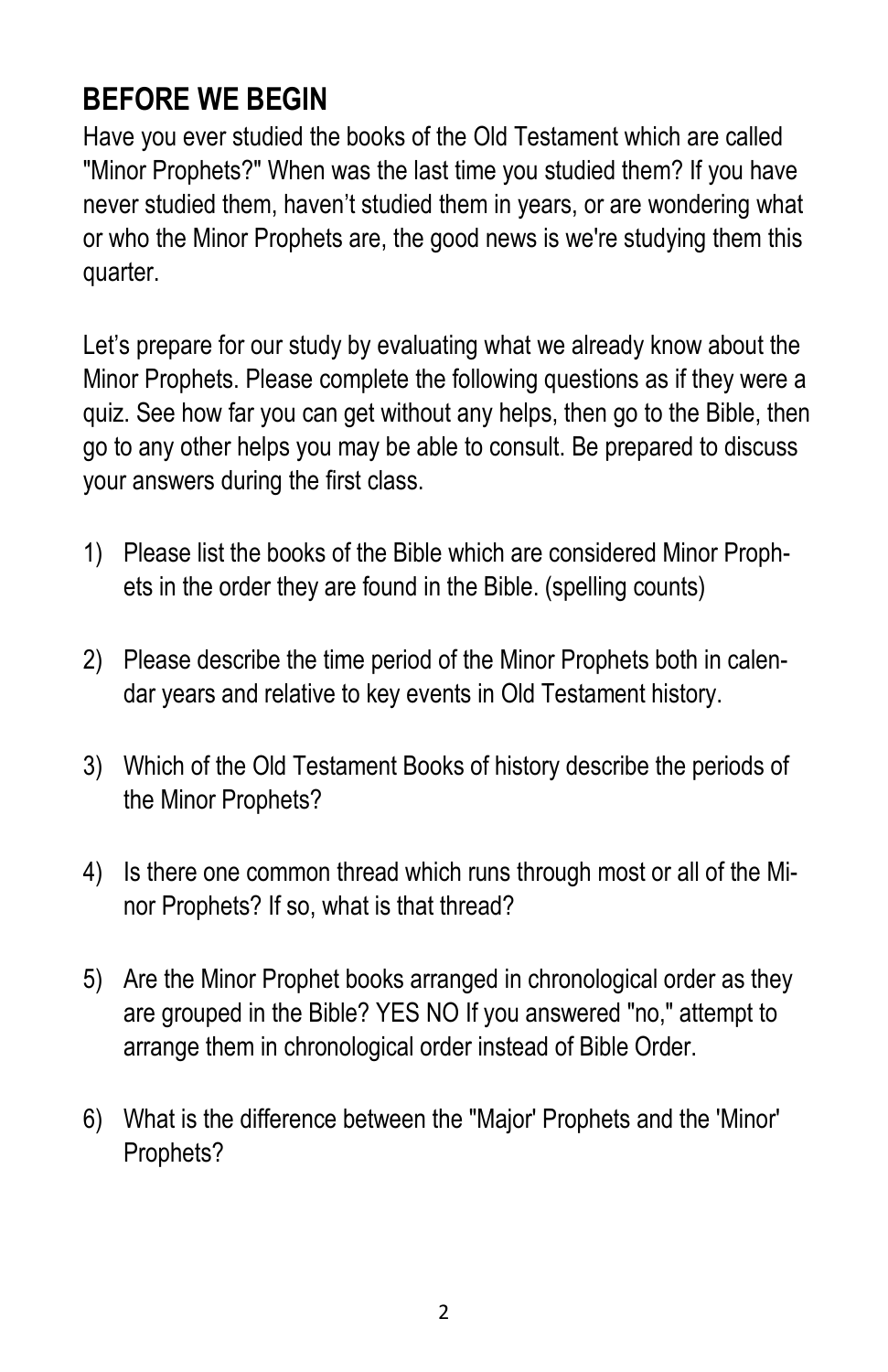## BEFORE WE BEGIN

Have you ever studied the books of the Old Testament which are called "Minor Prophets?" When was the last time you studied them? If you have never studied them, haven't studied them in years, or are wondering what or who the Minor Prophets are, the good news is we're studying them this quarter.

Let's prepare for our study by evaluating what we already know about the Minor Prophets. Please complete the following questions as if they were a quiz. See how far you can get without any helps, then go to the Bible, then go to any other helps you may be able to consult. Be prepared to discuss your answers during the first class.

1) Please list the books of the Bible which are considered Minor Prophets in the order they are found in the Bible. (spelling counts)

2) Please describe the time period of the Minor Prophets both in calendar years and relative to key events in Old Testament history.

3) Which of the Old Testament Books of history describe the periods of the Minor Prophets?

4) Is there one common thread which runs through most or all of the Minor Prophets? If so, what is that thread?

5) Are the Minor Prophet books arranged in chronological order as they are grouped in the Bible? YES NO If you answered "no," attempt to arrange them in chronological order instead of Bible Order.

6) What is the difference between the "Major' Prophets and the 'Minor' Prophets?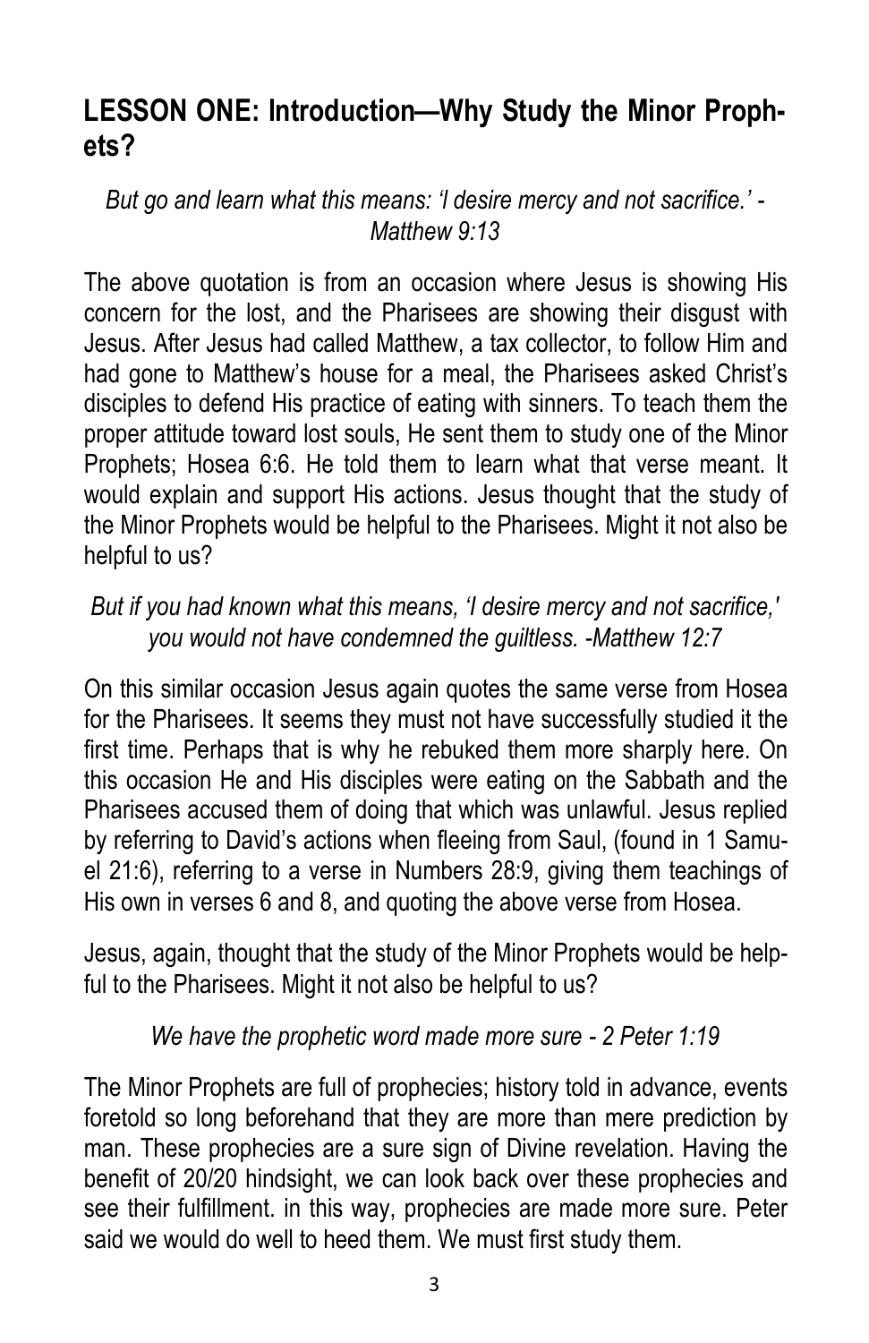## LESSON ONE: Introduction—Why Study the Minor Prophets?

*But go and learn what this means: 'I desire mercy and not sacrifice.' - Matthew 9:13*

The above quotation is from an occasion where Jesus is showing His concern for the lost, and the Pharisees are showing their disgust with Jesus. After Jesus had called Matthew, a tax collector, to follow Him and had gone to Matthew's house for a meal, the Pharisees asked Christ's disciples to defend His practice of eating with sinners. To teach them the proper attitude toward lost souls, He sent them to study one of the Minor Prophets; Hosea 6:6. He told them to learn what that verse meant. It would explain and support His actions. Jesus thought that the study of the Minor Prophets would be helpful to the Pharisees. Might it not also be helpful to us?

*But if you had known what this means, 'I desire mercy and not sacrifice,' you would not have condemned the guiltless. -Matthew 12:7*

On this similar occasion Jesus again quotes the same verse from Hosea for the Pharisees. It seems they must not have successfully studied it the first time. Perhaps that is why he rebuked them more sharply here. On this occasion He and His disciples were eating on the Sabbath and the Pharisees accused them of doing that which was unlawful. Jesus replied by referring to David's actions when fleeing from Saul, (found in 1 Samuel 21:6), referring to a verse in Numbers 28:9, giving them teachings of His own in verses 6 and 8, and quoting the above verse from Hosea.

Jesus, again, thought that the study of the Minor Prophets would be helpful to the Pharisees. Might it not also be helpful to us?

*We have the prophetic word made more sure - 2 Peter 1:19*

The Minor Prophets are full of prophecies; history told in advance, events foretold so long beforehand that they are more than mere prediction by man. These prophecies are a sure sign of Divine revelation. Having the benefit of 20/20 hindsight, we can look back over these prophecies and see their fulfillment. in this way, prophecies are made more sure. Peter said we would do well to heed them. We must first study them.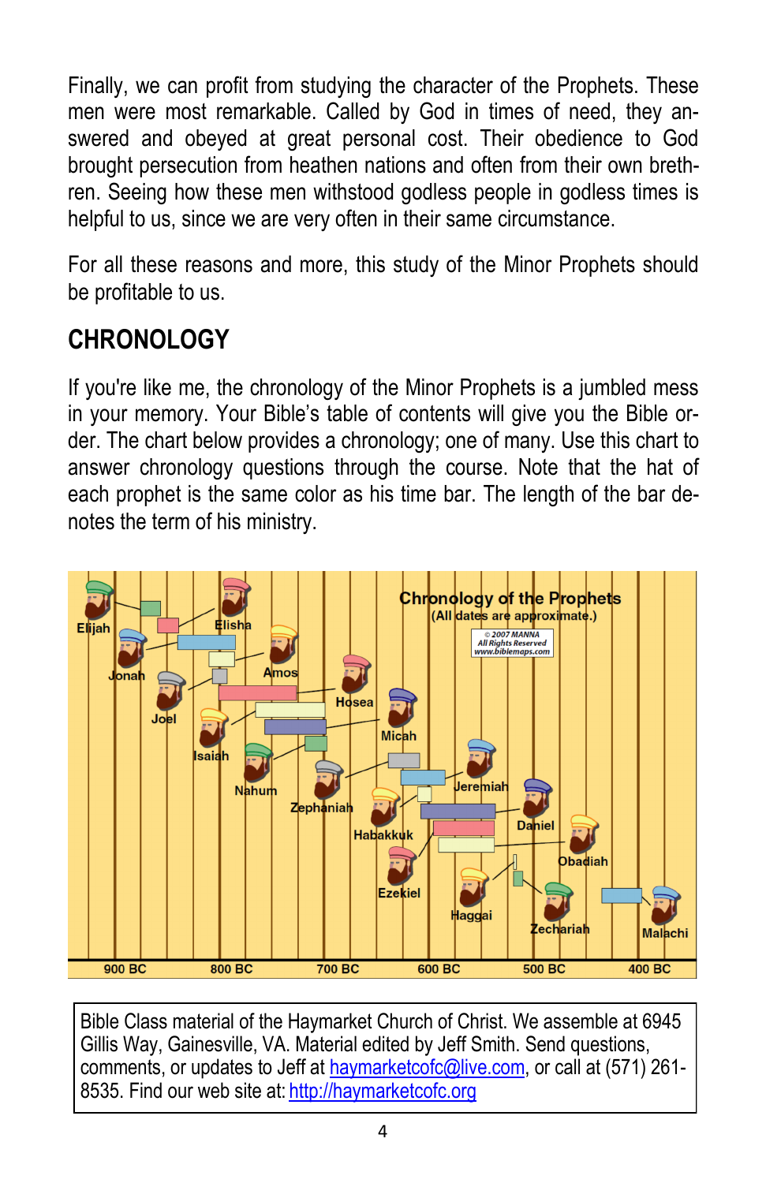Finally, we can profit from studying the character of the Prophets. These men were most remarkable. Called by God in times of need, they answered and obeyed at great personal cost. Their obedience to God brought persecution from heathen nations and often from their own brethren. Seeing how these men withstood godless people in godless times is helpful to us, since we are very often in their same circumstance.

For all these reasons and more, this study of the Minor Prophets should be profitable to us.

## CHRONOLOGY

If you're like me, the chronology of the Minor Prophets is a jumbled mess in your memory. Your Bible's table of contents will give you the Bible order. The chart below provides a chronology; one of many. Use this chart to answer chronology questions through the course. Note that the hat of each prophet is the same color as his time bar. The length of the bar denotes the term of his ministry.

Chronology of the Prophets
(All dates are approximate.)
© 2007 MANNA
All Rights Reserved
www.biblemaps.com

Elijah
Elisha
Jonah
Amos
Joel
Hosea
Isaiah
Micah
Nahum
Zephaniah
Jeremiah
Habakkuk
Daniel
Obadiah
Ezekiel
Haggai
Zechariah
Malachi

900 BC
800 BC
700 BC
600 BC
500 BC
400 BC

Bible Class material of the Haymarket Church of Christ. We assemble at 6945 Gillis Way, Gainesville, VA. Material edited by Jeff Smith. Send questions, comments, or updates to Jeff at haymarketcofc@live.com, or call at (571) 261-8535. Find our web site at: http://haymarketcofc.org